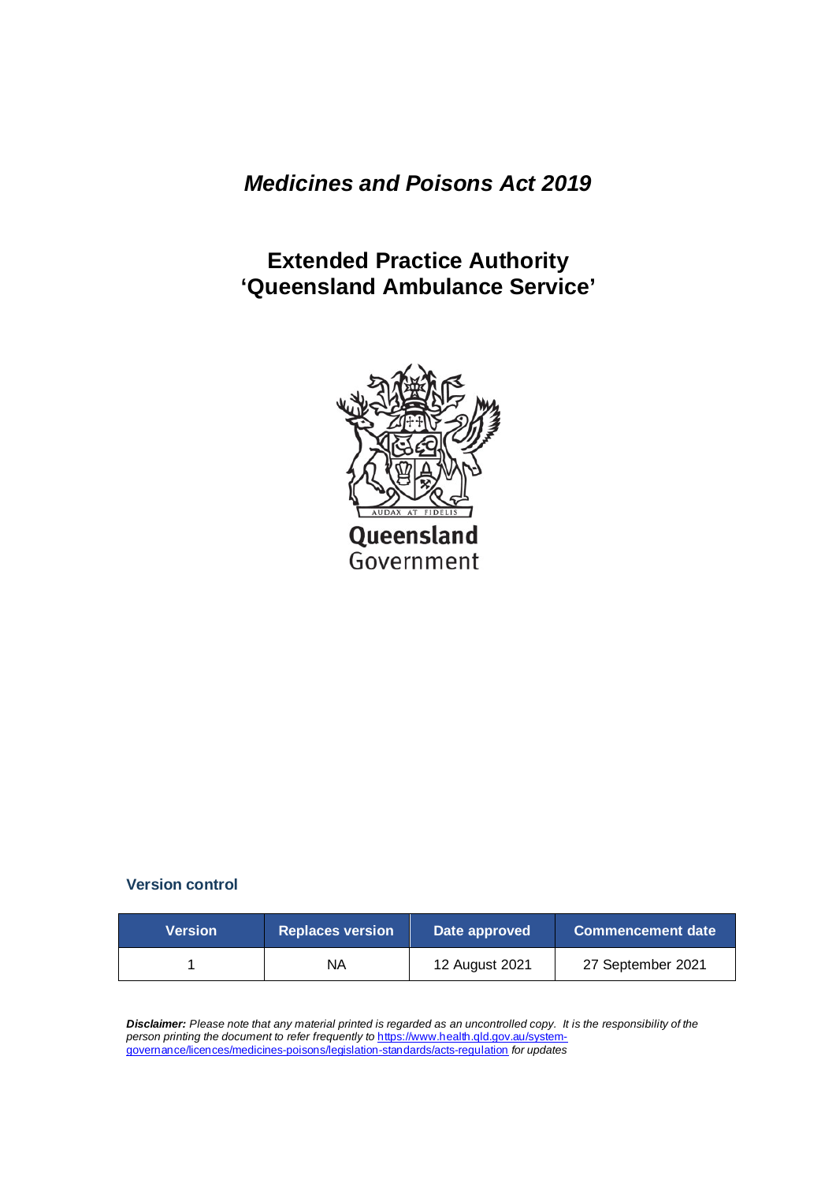# *Medicines and Poisons Act 2019*

## Extended Practice Authority 'Queensland Ambulance Service'

AUDAX AT FIDELIS

Queensland Government

### Version control

| Version | Replaces version | Date approved | Commencement date |
|---|---|---|---|
| 1 | NA | 12 August 2021 | 27 September 2021 |

***Disclaimer:*** *Please note that any material printed is regarded as an uncontrolled copy. It is the responsibility of the person printing the document to refer frequently to* https://www.health.qld.gov.au/system-governance/licences/medicines-poisons/legislation-standards/acts-regulation *for updates*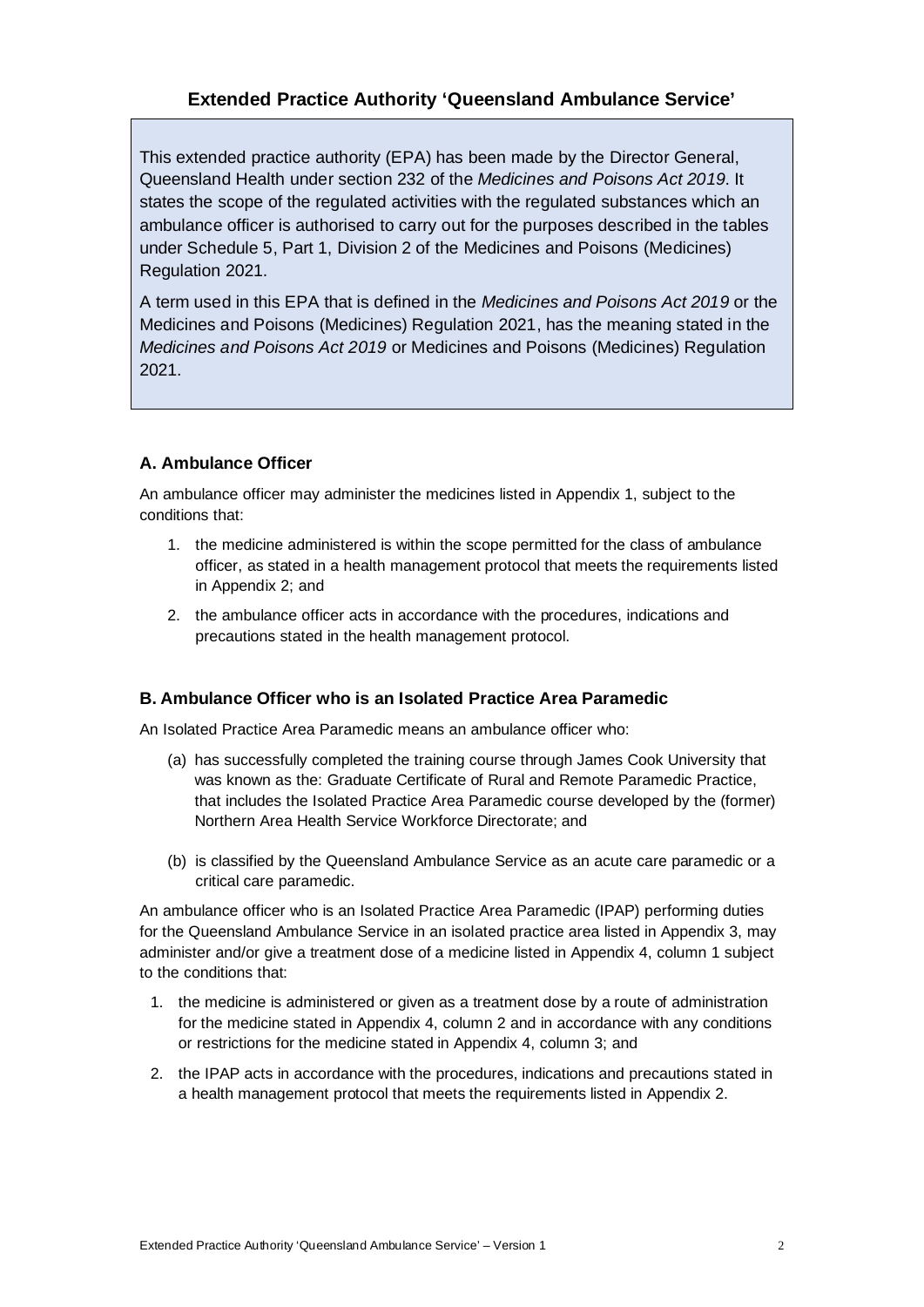## Extended Practice Authority 'Queensland Ambulance Service'

This extended practice authority (EPA) has been made by the Director General, Queensland Health under section 232 of the *Medicines and Poisons Act 2019*. It states the scope of the regulated activities with the regulated substances which an ambulance officer is authorised to carry out for the purposes described in the tables under Schedule 5, Part 1, Division 2 of the Medicines and Poisons (Medicines) Regulation 2021.

A term used in this EPA that is defined in the *Medicines and Poisons Act 2019* or the Medicines and Poisons (Medicines) Regulation 2021, has the meaning stated in the *Medicines and Poisons Act 2019* or Medicines and Poisons (Medicines) Regulation 2021.

### A. Ambulance Officer

An ambulance officer may administer the medicines listed in Appendix 1, subject to the conditions that:

1. the medicine administered is within the scope permitted for the class of ambulance officer, as stated in a health management protocol that meets the requirements listed in Appendix 2; and
2. the ambulance officer acts in accordance with the procedures, indications and precautions stated in the health management protocol.

### B. Ambulance Officer who is an Isolated Practice Area Paramedic

An Isolated Practice Area Paramedic means an ambulance officer who:

(a) has successfully completed the training course through James Cook University that was known as the: Graduate Certificate of Rural and Remote Paramedic Practice, that includes the Isolated Practice Area Paramedic course developed by the (former) Northern Area Health Service Workforce Directorate; and

(b) is classified by the Queensland Ambulance Service as an acute care paramedic or a critical care paramedic.

An ambulance officer who is an Isolated Practice Area Paramedic (IPAP) performing duties for the Queensland Ambulance Service in an isolated practice area listed in Appendix 3, may administer and/or give a treatment dose of a medicine listed in Appendix 4, column 1 subject to the conditions that:

1. the medicine is administered or given as a treatment dose by a route of administration for the medicine stated in Appendix 4, column 2 and in accordance with any conditions or restrictions for the medicine stated in Appendix 4, column 3; and
2. the IPAP acts in accordance with the procedures, indications and precautions stated in a health management protocol that meets the requirements listed in Appendix 2.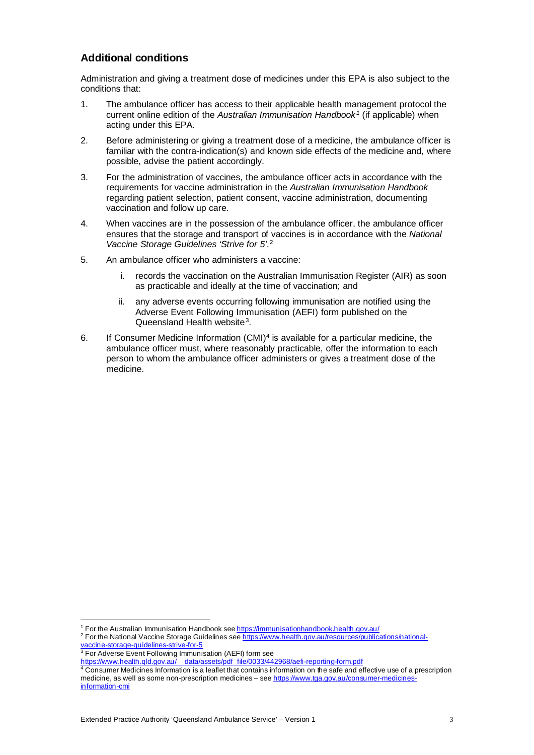## Additional conditions

Administration and giving a treatment dose of medicines under this EPA is also subject to the conditions that:

1. The ambulance officer has access to their applicable health management protocol the current online edition of the *Australian Immunisation Handbook*[1] (if applicable) when acting under this EPA.
2. Before administering or giving a treatment dose of a medicine, the ambulance officer is familiar with the contra-indication(s) and known side effects of the medicine and, where possible, advise the patient accordingly.
3. For the administration of vaccines, the ambulance officer acts in accordance with the requirements for vaccine administration in the *Australian Immunisation Handbook* regarding patient selection, patient consent, vaccine administration, documenting vaccination and follow up care.
4. When vaccines are in the possession of the ambulance officer, the ambulance officer ensures that the storage and transport of vaccines is in accordance with the *National Vaccine Storage Guidelines 'Strive for 5'*.[2]
5. An ambulance officer who administers a vaccine:
   i. records the vaccination on the Australian Immunisation Register (AIR) as soon as practicable and ideally at the time of vaccination; and
   ii. any adverse events occurring following immunisation are notified using the Adverse Event Following Immunisation (AEFI) form published on the Queensland Health website[3].
6. If Consumer Medicine Information (CMI)[4] is available for a particular medicine, the ambulance officer must, where reasonably practicable, offer the information to each person to whom the ambulance officer administers or gives a treatment dose of the medicine.

---

[1] For the Australian Immunisation Handbook see https://immunisationhandbook.health.gov.au/

[2] For the National Vaccine Storage Guidelines see https://www.health.gov.au/resources/publications/national-vaccine-storage-guidelines-strive-for-5

[3] For Adverse Event Following Immunisation (AEFI) form see https://www.health.qld.gov.au/__data/assets/pdf_file/0033/442968/aefi-reporting-form.pdf

[4] Consumer Medicines Information is a leaflet that contains information on the safe and effective use of a prescription medicine, as well as some non-prescription medicines – see https://www.tga.gov.au/consumer-medicines-information-cmi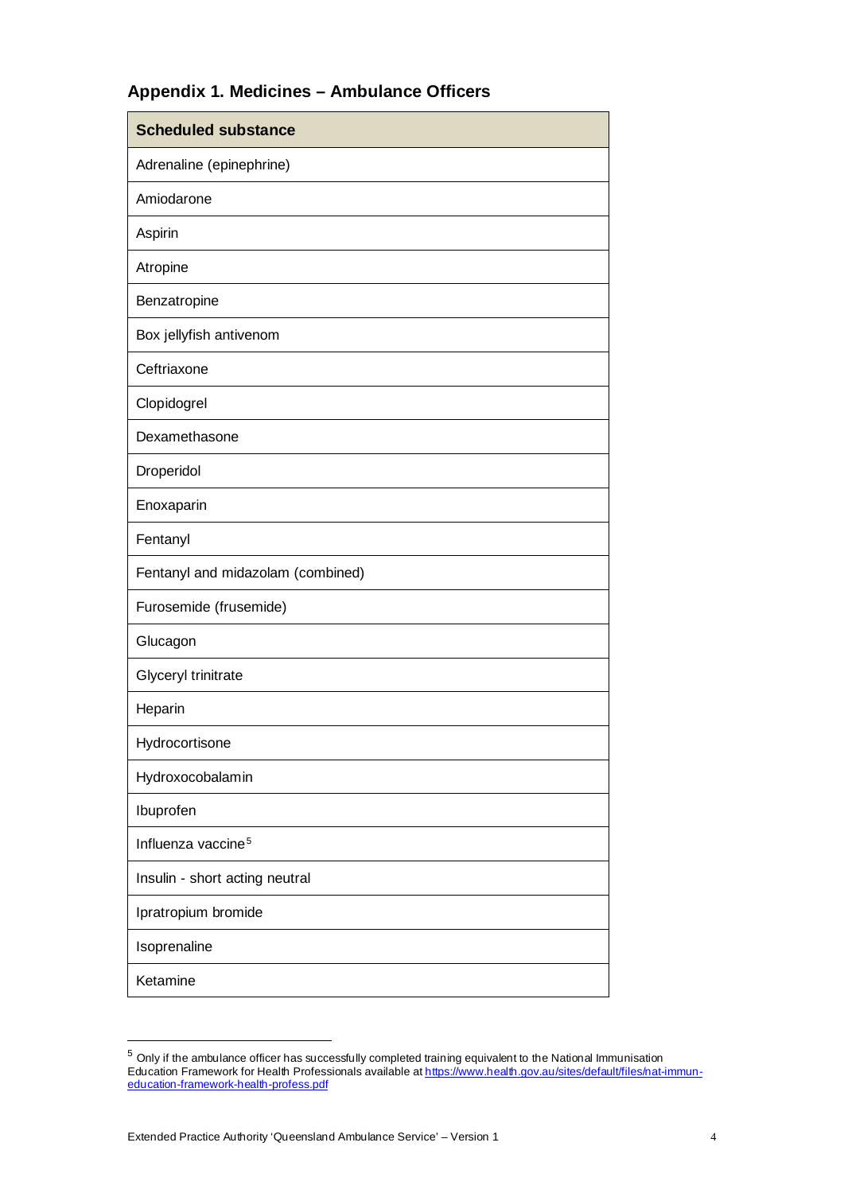## Appendix 1. Medicines – Ambulance Officers

| Scheduled substance |
|---|
| Adrenaline (epinephrine) |
| Amiodarone |
| Aspirin |
| Atropine |
| Benzatropine |
| Box jellyfish antivenom |
| Ceftriaxone |
| Clopidogrel |
| Dexamethasone |
| Droperidol |
| Enoxaparin |
| Fentanyl |
| Fentanyl and midazolam (combined) |
| Furosemide (frusemide) |
| Glucagon |
| Glyceryl trinitrate |
| Heparin |
| Hydrocortisone |
| Hydroxocobalamin |
| Ibuprofen |
| Influenza vaccine[5] |
| Insulin - short acting neutral |
| Ipratropium bromide |
| Isoprenaline |
| Ketamine |

[5] Only if the ambulance officer has successfully completed training equivalent to the National Immunisation Education Framework for Health Professionals available at https://www.health.gov.au/sites/default/files/nat-immun-education-framework-health-profess.pdf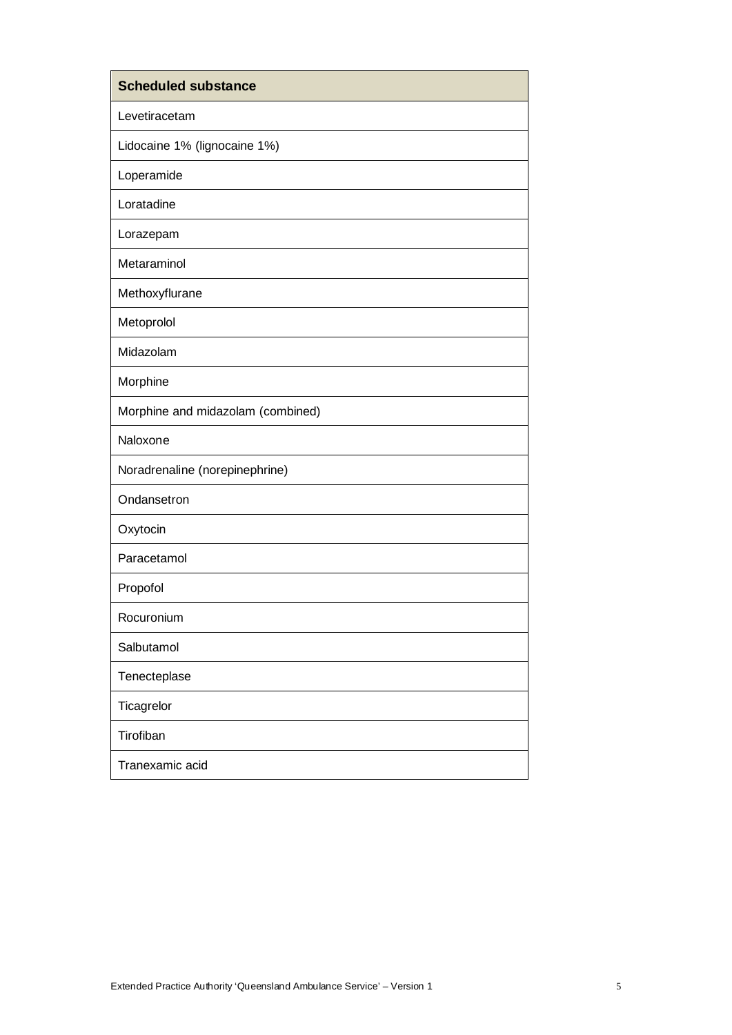| Scheduled substance |
| --- |
| Levetiracetam |
| Lidocaine 1% (lignocaine 1%) |
| Loperamide |
| Loratadine |
| Lorazepam |
| Metaraminol |
| Methoxyflurane |
| Metoprolol |
| Midazolam |
| Morphine |
| Morphine and midazolam (combined) |
| Naloxone |
| Noradrenaline (norepinephrine) |
| Ondansetron |
| Oxytocin |
| Paracetamol |
| Propofol |
| Rocuronium |
| Salbutamol |
| Tenecteplase |
| Ticagrelor |
| Tirofiban |
| Tranexamic acid |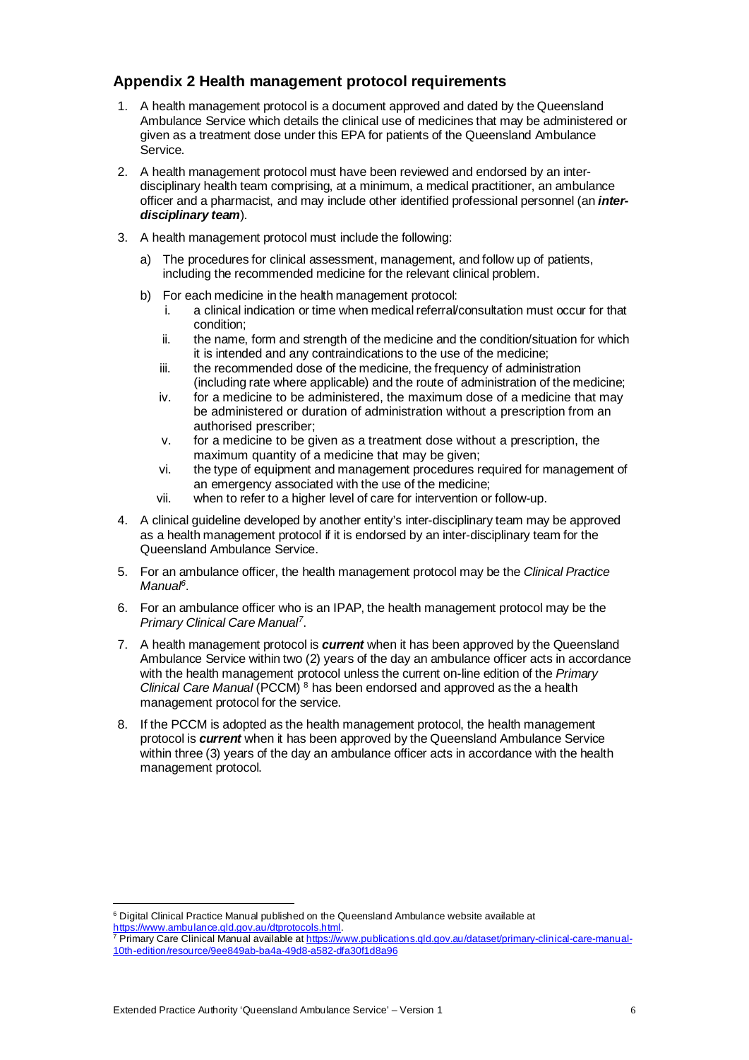## Appendix 2 Health management protocol requirements

1. A health management protocol is a document approved and dated by the Queensland Ambulance Service which details the clinical use of medicines that may be administered or given as a treatment dose under this EPA for patients of the Queensland Ambulance Service.
2. A health management protocol must have been reviewed and endorsed by an inter-disciplinary health team comprising, at a minimum, a medical practitioner, an ambulance officer and a pharmacist, and may include other identified professional personnel (an ***inter-disciplinary team***).
3. A health management protocol must include the following:
   a) The procedures for clinical assessment, management, and follow up of patients, including the recommended medicine for the relevant clinical problem.
   b) For each medicine in the health management protocol:
      i. a clinical indication or time when medical referral/consultation must occur for that condition;
      ii. the name, form and strength of the medicine and the condition/situation for which it is intended and any contraindications to the use of the medicine;
      iii. the recommended dose of the medicine, the frequency of administration (including rate where applicable) and the route of administration of the medicine;
      iv. for a medicine to be administered, the maximum dose of a medicine that may be administered or duration of administration without a prescription from an authorised prescriber;
      v. for a medicine to be given as a treatment dose without a prescription, the maximum quantity of a medicine that may be given;
      vi. the type of equipment and management procedures required for management of an emergency associated with the use of the medicine;
      vii. when to refer to a higher level of care for intervention or follow-up.
4. A clinical guideline developed by another entity's inter-disciplinary team may be approved as a health management protocol if it is endorsed by an inter-disciplinary team for the Queensland Ambulance Service.
5. For an ambulance officer, the health management protocol may be the *Clinical Practice Manual*[6].
6. For an ambulance officer who is an IPAP, the health management protocol may be the *Primary Clinical Care Manual*[7].
7. A health management protocol is ***current*** when it has been approved by the Queensland Ambulance Service within two (2) years of the day an ambulance officer acts in accordance with the health management protocol unless the current on-line edition of the *Primary Clinical Care Manual* (PCCM) [8] has been endorsed and approved as the a health management protocol for the service.
8. If the PCCM is adopted as the health management protocol, the health management protocol is ***current*** when it has been approved by the Queensland Ambulance Service within three (3) years of the day an ambulance officer acts in accordance with the health management protocol.

---

[6] Digital Clinical Practice Manual published on the Queensland Ambulance website available at https://www.ambulance.qld.gov.au/dtprotocols.html.

[7] Primary Care Clinical Manual available at https://www.publications.qld.gov.au/dataset/primary-clinical-care-manual-10th-edition/resource/9ee849ab-ba4a-49d8-a582-dfa30f1d8a96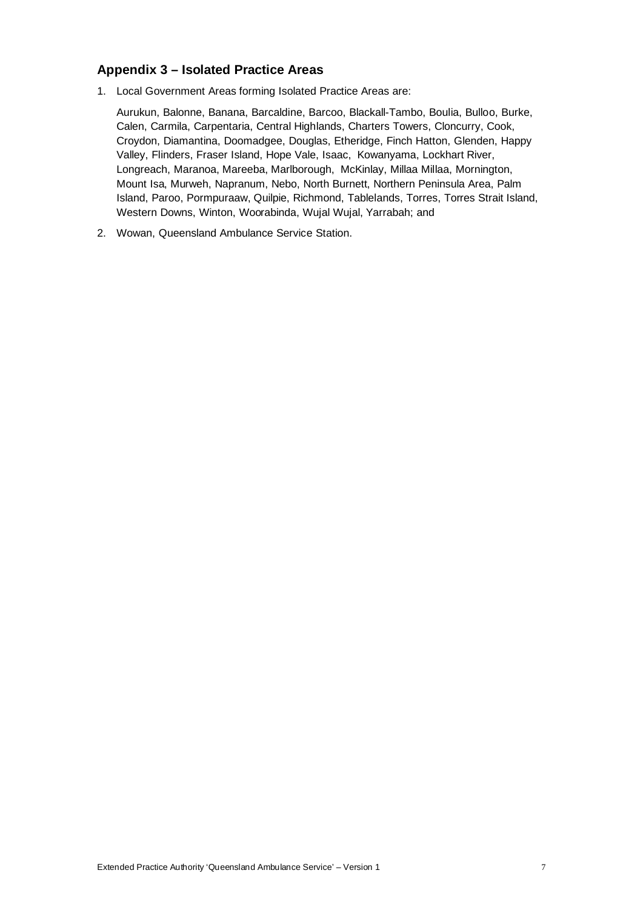## Appendix 3 – Isolated Practice Areas

1. Local Government Areas forming Isolated Practice Areas are:

   Aurukun, Balonne, Banana, Barcaldine, Barcoo, Blackall-Tambo, Boulia, Bulloo, Burke, Calen, Carmila, Carpentaria, Central Highlands, Charters Towers, Cloncurry, Cook, Croydon, Diamantina, Doomadgee, Douglas, Etheridge, Finch Hatton, Glenden, Happy Valley, Flinders, Fraser Island, Hope Vale, Isaac, Kowanyama, Lockhart River, Longreach, Maranoa, Mareeba, Marlborough, McKinlay, Millaa Millaa, Mornington, Mount Isa, Murweh, Napranum, Nebo, North Burnett, Northern Peninsula Area, Palm Island, Paroo, Pormpuraaw, Quilpie, Richmond, Tablelands, Torres, Torres Strait Island, Western Downs, Winton, Woorabinda, Wujal Wujal, Yarrabah; and

2. Wowan, Queensland Ambulance Service Station.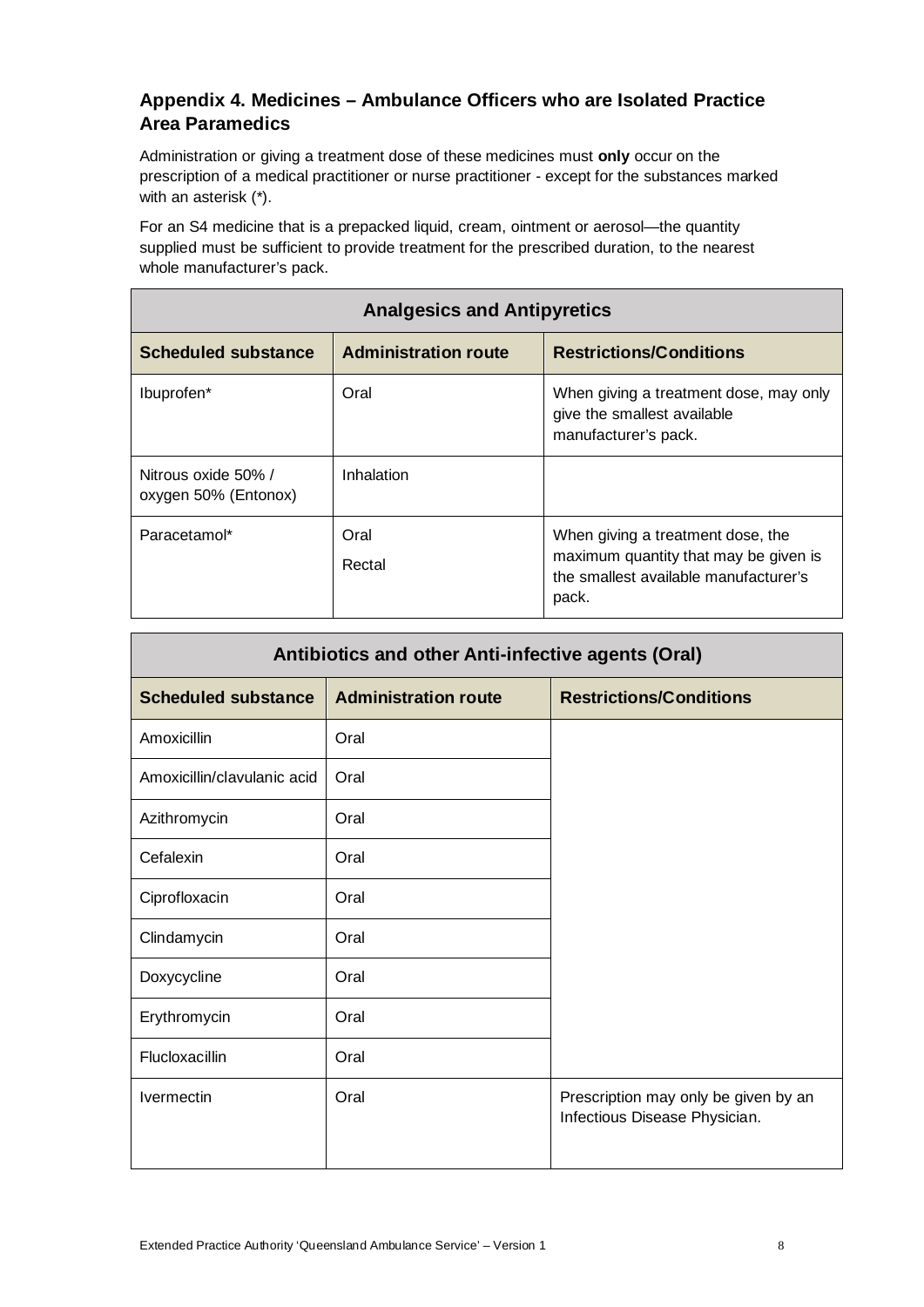## Appendix 4. Medicines – Ambulance Officers who are Isolated Practice Area Paramedics

Administration or giving a treatment dose of these medicines must **only** occur on the prescription of a medical practitioner or nurse practitioner - except for the substances marked with an asterisk (*).

For an S4 medicine that is a prepacked liquid, cream, ointment or aerosol—the quantity supplied must be sufficient to provide treatment for the prescribed duration, to the nearest whole manufacturer's pack.

| Analgesics and Antipyretics | | |
|---|---|---|
| **Scheduled substance** | **Administration route** | **Restrictions/Conditions** |
| Ibuprofen* | Oral | When giving a treatment dose, may only give the smallest available manufacturer's pack. |
| Nitrous oxide 50% / oxygen 50% (Entonox) | Inhalation | |
| Paracetamol* | Oral<br>Rectal | When giving a treatment dose, the maximum quantity that may be given is the smallest available manufacturer's pack. |

| Antibiotics and other Anti-infective agents (Oral) | | |
|---|---|---|
| **Scheduled substance** | **Administration route** | **Restrictions/Conditions** |
| Amoxicillin | Oral | |
| Amoxicillin/clavulanic acid | Oral | |
| Azithromycin | Oral | |
| Cefalexin | Oral | |
| Ciprofloxacin | Oral | |
| Clindamycin | Oral | |
| Doxycycline | Oral | |
| Erythromycin | Oral | |
| Flucloxacillin | Oral | |
| Ivermectin | Oral | Prescription may only be given by an Infectious Disease Physician. |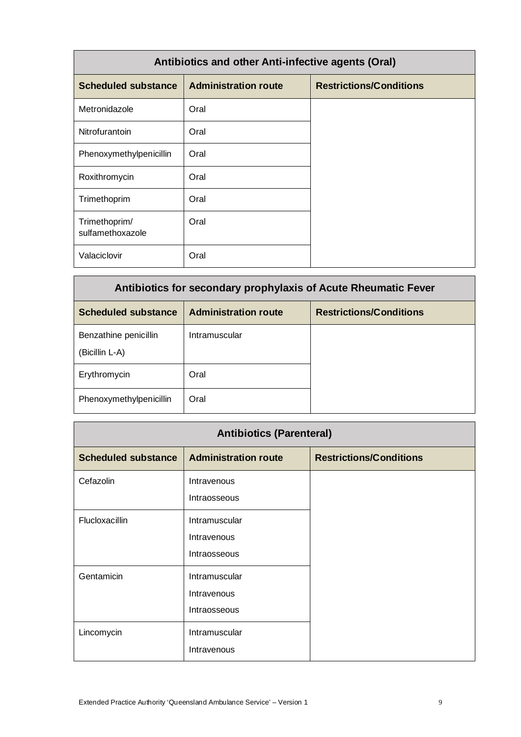| Antibiotics and other Anti-infective agents (Oral) | | |
|---|---|---|
| **Scheduled substance** | **Administration route** | **Restrictions/Conditions** |
| Metronidazole | Oral | |
| Nitrofurantoin | Oral | |
| Phenoxymethylpenicillin | Oral | |
| Roxithromycin | Oral | |
| Trimethoprim | Oral | |
| Trimethoprim/ sulfamethoxazole | Oral | |
| Valaciclovir | Oral | |

| Antibiotics for secondary prophylaxis of Acute Rheumatic Fever | | |
|---|---|---|
| **Scheduled substance** | **Administration route** | **Restrictions/Conditions** |
| Benzathine penicillin (Bicillin L-A) | Intramuscular | |
| Erythromycin | Oral | |
| Phenoxymethylpenicillin | Oral | |

| Antibiotics (Parenteral) | | |
|---|---|---|
| **Scheduled substance** | **Administration route** | **Restrictions/Conditions** |
| Cefazolin | Intravenous<br>Intraosseous | |
| Flucloxacillin | Intramuscular<br>Intravenous<br>Intraosseous | |
| Gentamicin | Intramuscular<br>Intravenous<br>Intraosseous | |
| Lincomycin | Intramuscular<br>Intravenous | |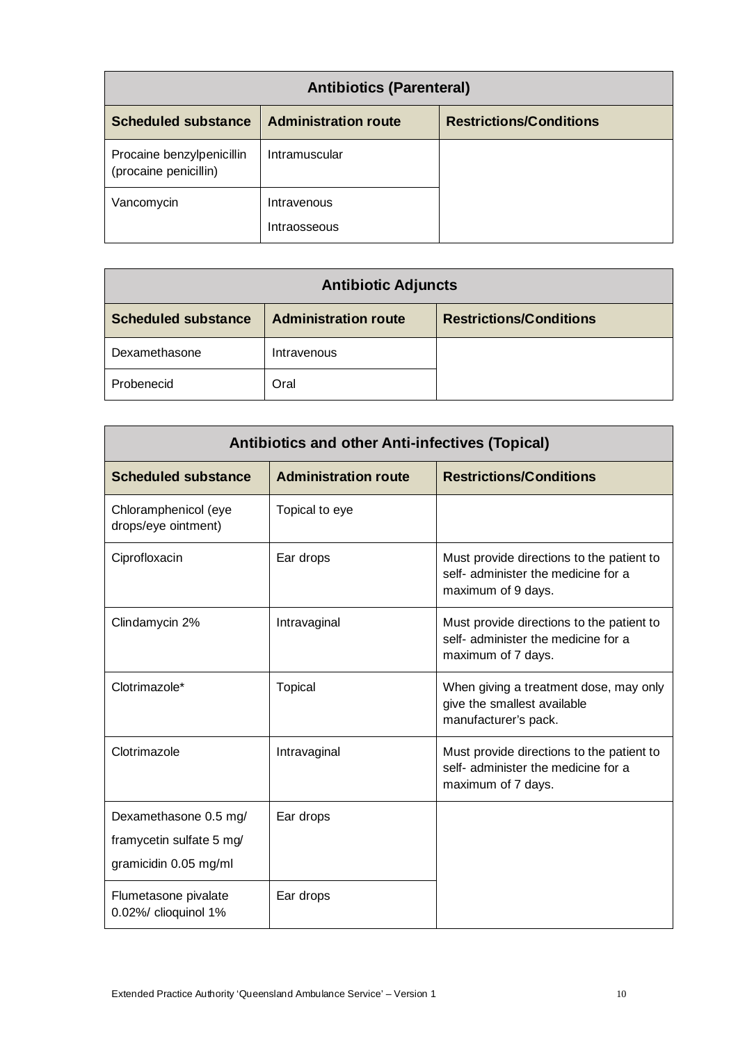| Antibiotics (Parenteral) | | |
|---|---|---|
| **Scheduled substance** | **Administration route** | **Restrictions/Conditions** |
| Procaine benzylpenicillin (procaine penicillin) | Intramuscular | |
| Vancomycin | Intravenous<br>Intraosseous | |

| Antibiotic Adjuncts | | |
|---|---|---|
| **Scheduled substance** | **Administration route** | **Restrictions/Conditions** |
| Dexamethasone | Intravenous | |
| Probenecid | Oral | |

| Antibiotics and other Anti-infectives (Topical) | | |
|---|---|---|
| **Scheduled substance** | **Administration route** | **Restrictions/Conditions** |
| Chloramphenicol (eye drops/eye ointment) | Topical to eye | |
| Ciprofloxacin | Ear drops | Must provide directions to the patient to self- administer the medicine for a maximum of 9 days. |
| Clindamycin 2% | Intravaginal | Must provide directions to the patient to self- administer the medicine for a maximum of 7 days. |
| Clotrimazole* | Topical | When giving a treatment dose, may only give the smallest available manufacturer's pack. |
| Clotrimazole | Intravaginal | Must provide directions to the patient to self- administer the medicine for a maximum of 7 days. |
| Dexamethasone 0.5 mg/<br>framycetin sulfate 5 mg/<br>gramicidin 0.05 mg/ml | Ear drops | |
| Flumetasone pivalate 0.02%/ clioquinol 1% | Ear drops | |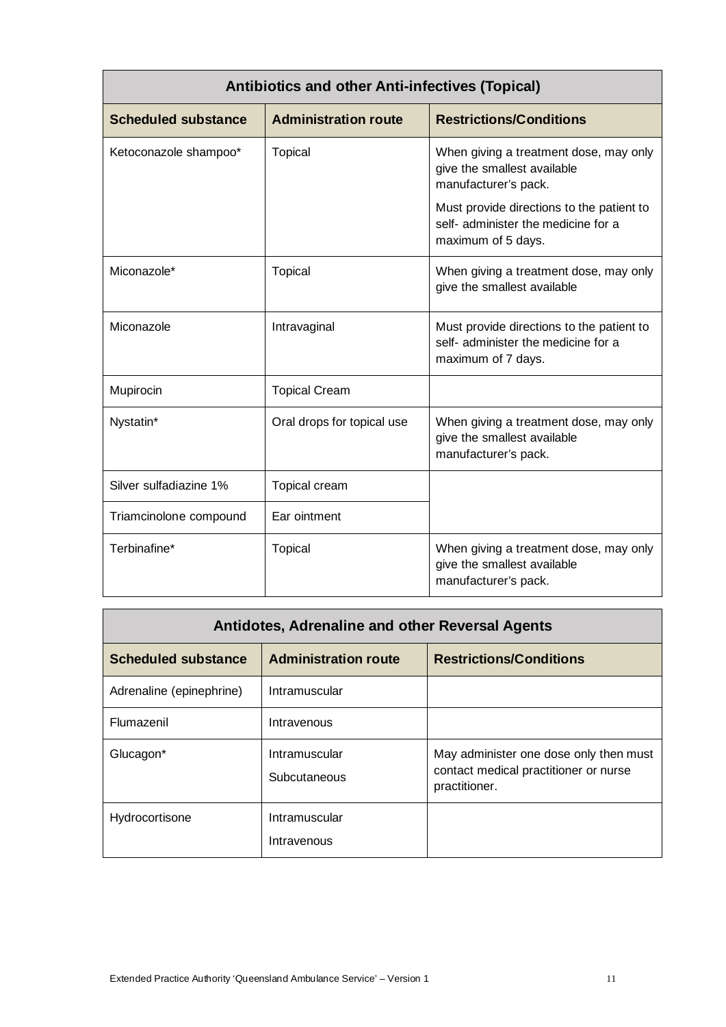| Antibiotics and other Anti-infectives (Topical) | | |
|---|---|---|
| **Scheduled substance** | **Administration route** | **Restrictions/Conditions** |
| Ketoconazole shampoo* | Topical | When giving a treatment dose, may only give the smallest available manufacturer's pack.<br><br>Must provide directions to the patient to self- administer the medicine for a maximum of 5 days. |
| Miconazole* | Topical | When giving a treatment dose, may only give the smallest available |
| Miconazole | Intravaginal | Must provide directions to the patient to self- administer the medicine for a maximum of 7 days. |
| Mupirocin | Topical Cream | |
| Nystatin* | Oral drops for topical use | When giving a treatment dose, may only give the smallest available manufacturer's pack. |
| Silver sulfadiazine 1% | Topical cream | |
| Triamcinolone compound | Ear ointment | |
| Terbinafine* | Topical | When giving a treatment dose, may only give the smallest available manufacturer's pack. |

| Antidotes, Adrenaline and other Reversal Agents | | |
|---|---|---|
| **Scheduled substance** | **Administration route** | **Restrictions/Conditions** |
| Adrenaline (epinephrine) | Intramuscular | |
| Flumazenil | Intravenous | |
| Glucagon* | Intramuscular<br>Subcutaneous | May administer one dose only then must contact medical practitioner or nurse practitioner. |
| Hydrocortisone | Intramuscular<br>Intravenous | |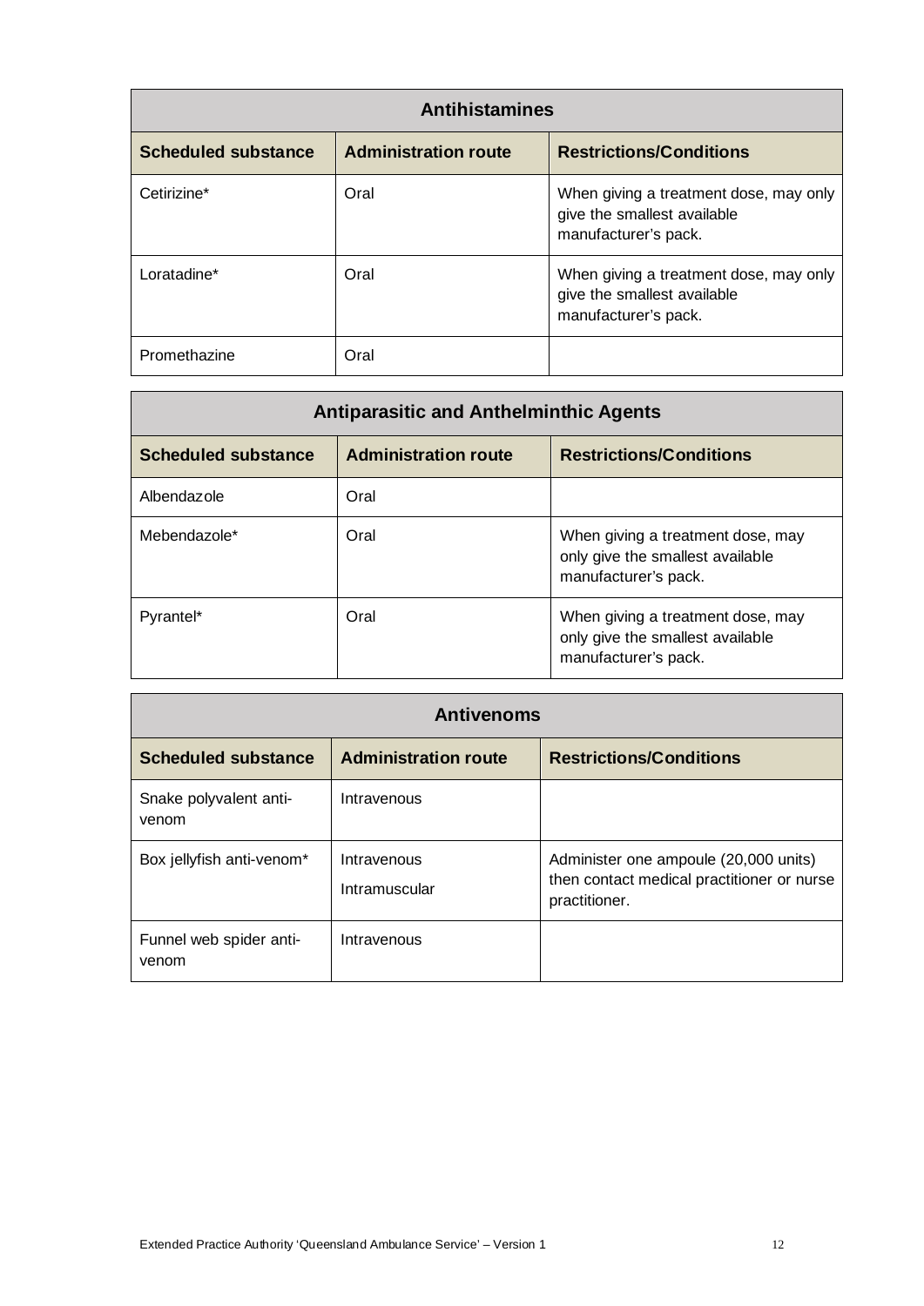| Antihistamines | | |
|---|---|---|
| **Scheduled substance** | **Administration route** | **Restrictions/Conditions** |
| Cetirizine* | Oral | When giving a treatment dose, may only give the smallest available manufacturer's pack. |
| Loratadine* | Oral | When giving a treatment dose, may only give the smallest available manufacturer's pack. |
| Promethazine | Oral | |

| Antiparasitic and Anthelminthic Agents | | |
|---|---|---|
| **Scheduled substance** | **Administration route** | **Restrictions/Conditions** |
| Albendazole | Oral | |
| Mebendazole* | Oral | When giving a treatment dose, may only give the smallest available manufacturer's pack. |
| Pyrantel* | Oral | When giving a treatment dose, may only give the smallest available manufacturer's pack. |

| Antivenoms | | |
|---|---|---|
| **Scheduled substance** | **Administration route** | **Restrictions/Conditions** |
| Snake polyvalent anti-venom | Intravenous | |
| Box jellyfish anti-venom* | Intravenous<br>Intramuscular | Administer one ampoule (20,000 units) then contact medical practitioner or nurse practitioner. |
| Funnel web spider anti-venom | Intravenous | |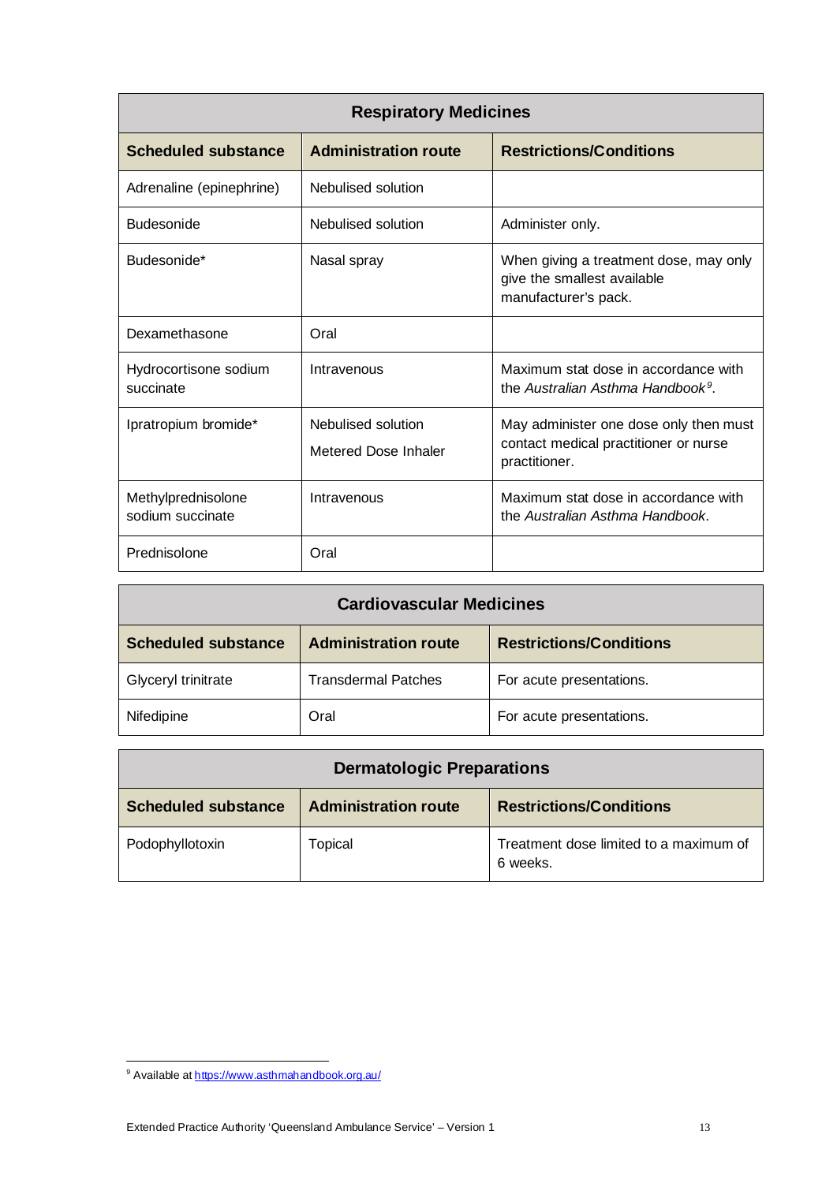| Respiratory Medicines | | |
|---|---|---|
| **Scheduled substance** | **Administration route** | **Restrictions/Conditions** |
| Adrenaline (epinephrine) | Nebulised solution | |
| Budesonide | Nebulised solution | Administer only. |
| Budesonide* | Nasal spray | When giving a treatment dose, may only give the smallest available manufacturer's pack. |
| Dexamethasone | Oral | |
| Hydrocortisone sodium succinate | Intravenous | Maximum stat dose in accordance with the *Australian Asthma Handbook*[9]. |
| Ipratropium bromide* | Nebulised solution<br>Metered Dose Inhaler | May administer one dose only then must contact medical practitioner or nurse practitioner. |
| Methylprednisolone sodium succinate | Intravenous | Maximum stat dose in accordance with the *Australian Asthma Handbook*. |
| Prednisolone | Oral | |

| Cardiovascular Medicines | | |
|---|---|---|
| **Scheduled substance** | **Administration route** | **Restrictions/Conditions** |
| Glyceryl trinitrate | Transdermal Patches | For acute presentations. |
| Nifedipine | Oral | For acute presentations. |

| Dermatologic Preparations | | |
|---|---|---|
| **Scheduled substance** | **Administration route** | **Restrictions/Conditions** |
| Podophyllotoxin | Topical | Treatment dose limited to a maximum of 6 weeks. |

[9] Available at https://www.asthmahandbook.org.au/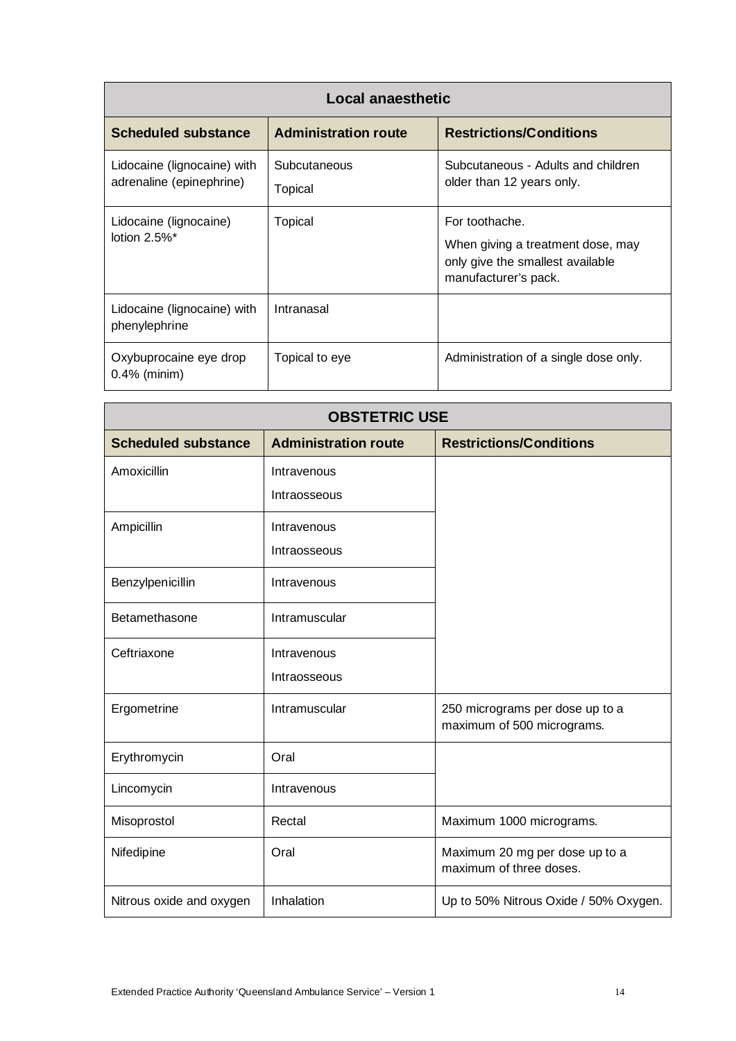| Local anaesthetic | | |
|---|---|---|
| **Scheduled substance** | **Administration route** | **Restrictions/Conditions** |
| Lidocaine (lignocaine) with adrenaline (epinephrine) | Subcutaneous<br>Topical | Subcutaneous - Adults and children older than 12 years only. |
| Lidocaine (lignocaine) lotion 2.5%* | Topical | For toothache.<br>When giving a treatment dose, may only give the smallest available manufacturer's pack. |
| Lidocaine (lignocaine) with phenylephrine | Intranasal | |
| Oxybuprocaine eye drop 0.4% (minim) | Topical to eye | Administration of a single dose only. |

| OBSTETRIC USE | | |
|---|---|---|
| **Scheduled substance** | **Administration route** | **Restrictions/Conditions** |
| Amoxicillin | Intravenous<br>Intraosseous | |
| Ampicillin | Intravenous<br>Intraosseous | |
| Benzylpenicillin | Intravenous | |
| Betamethasone | Intramuscular | |
| Ceftriaxone | Intravenous<br>Intraosseous | |
| Ergometrine | Intramuscular | 250 micrograms per dose up to a maximum of 500 micrograms. |
| Erythromycin | Oral | |
| Lincomycin | Intravenous | |
| Misoprostol | Rectal | Maximum 1000 micrograms. |
| Nifedipine | Oral | Maximum 20 mg per dose up to a maximum of three doses. |
| Nitrous oxide and oxygen | Inhalation | Up to 50% Nitrous Oxide / 50% Oxygen. |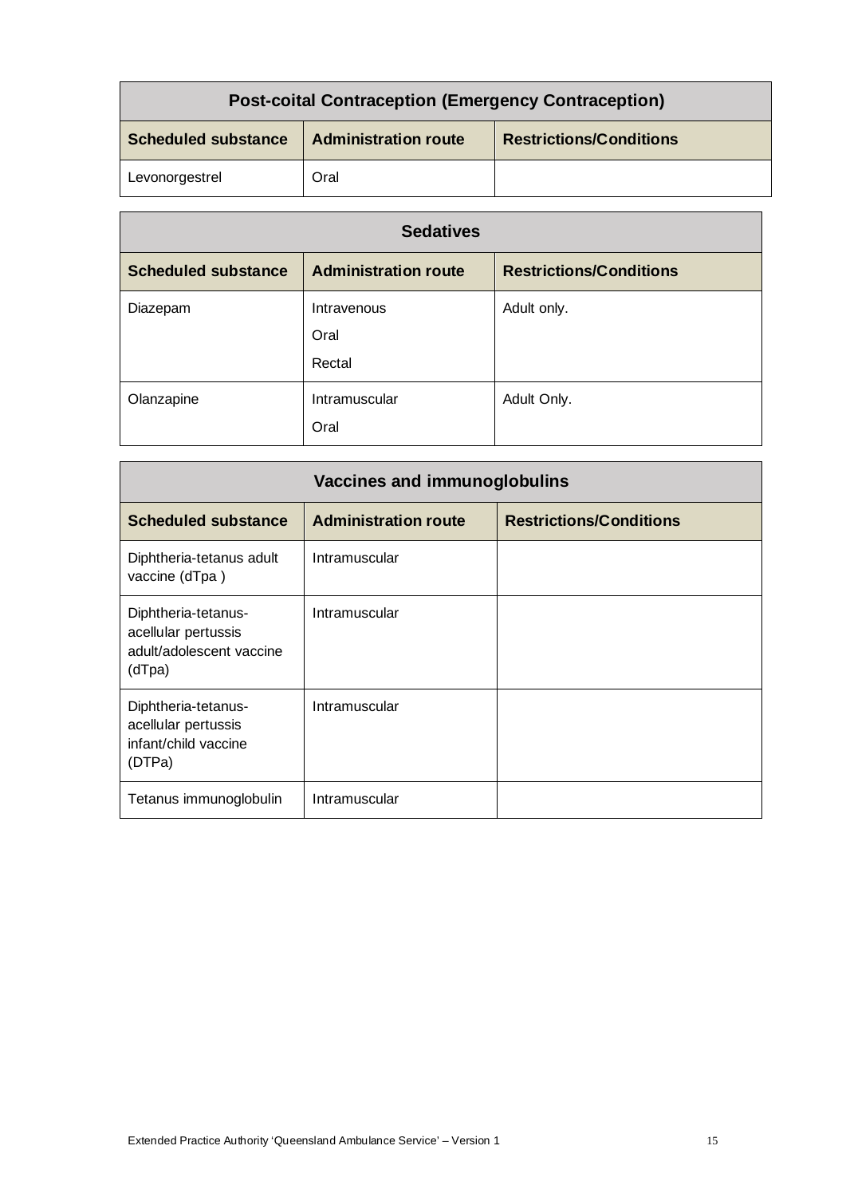| Post-coital Contraception (Emergency Contraception) | | |
|---|---|---|
| **Scheduled substance** | **Administration route** | **Restrictions/Conditions** |
| Levonorgestrel | Oral | |

| Sedatives | | |
|---|---|---|
| **Scheduled substance** | **Administration route** | **Restrictions/Conditions** |
| Diazepam | Intravenous<br>Oral<br>Rectal | Adult only. |
| Olanzapine | Intramuscular<br>Oral | Adult Only. |

| Vaccines and immunoglobulins | | |
|---|---|---|
| **Scheduled substance** | **Administration route** | **Restrictions/Conditions** |
| Diphtheria-tetanus adult vaccine (dTpa ) | Intramuscular | |
| Diphtheria-tetanus-acellular pertussis adult/adolescent vaccine (dTpa) | Intramuscular | |
| Diphtheria-tetanus-acellular pertussis infant/child vaccine (DTPa) | Intramuscular | |
| Tetanus immunoglobulin | Intramuscular | |